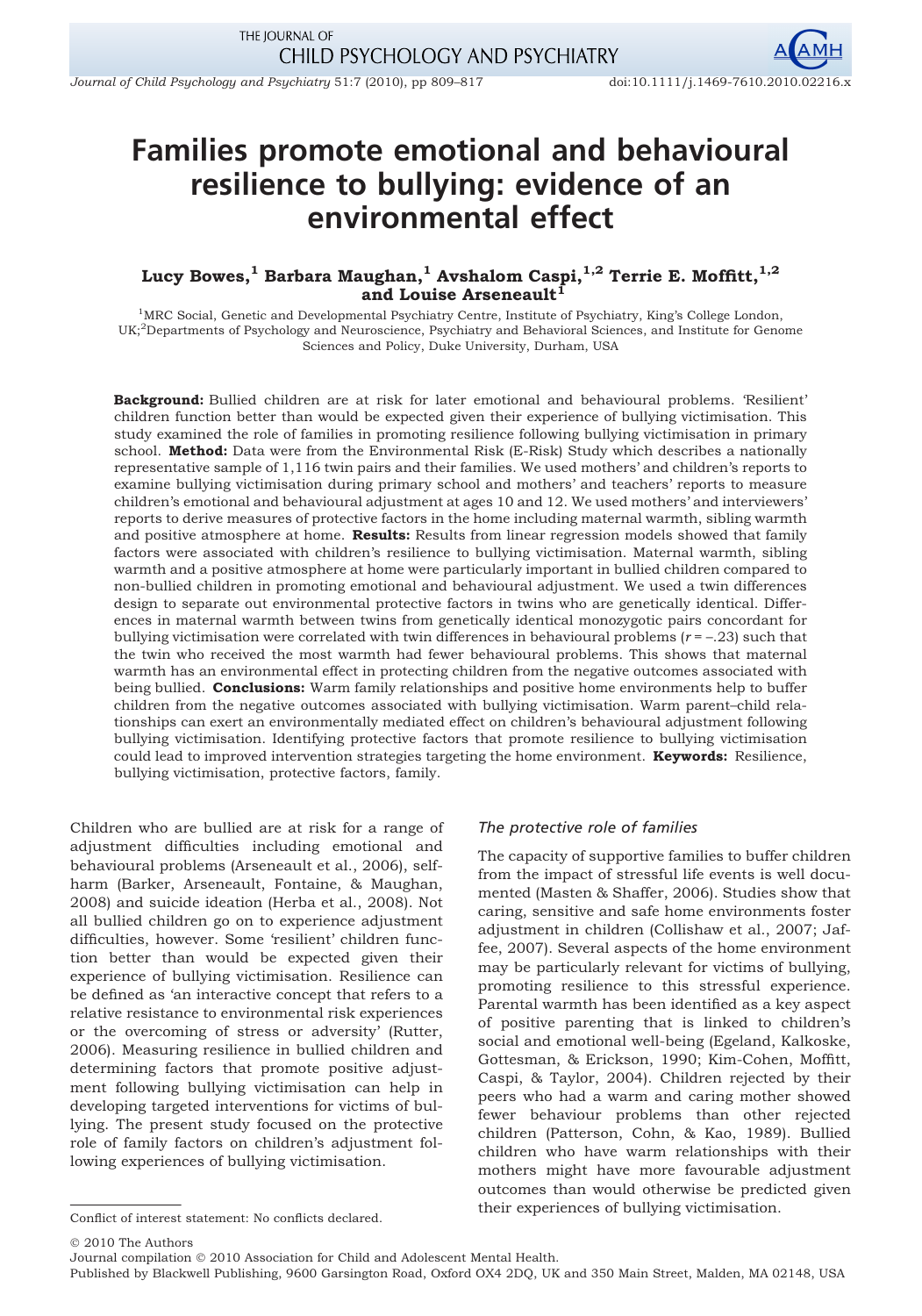# Families promote emotional and behavioural resilience to bullying: evidence of an environmental effect

**Lucy Bowes,[1] Barbara Maughan,[1] Avshalom Caspi,[1,2] Terrie E. Moffitt,[1,2] and Louise Arseneault[1]**

[1]MRC Social, Genetic and Developmental Psychiatry Centre, Institute of Psychiatry, King's College London, UK; [2]Departments of Psychology and Neuroscience, Psychiatry and Behavioral Sciences, and Institute for Genome Sciences and Policy, Duke University, Durham, USA

**Background:** Bullied children are at risk for later emotional and behavioural problems. 'Resilient' children function better than would be expected given their experience of bullying victimisation. This study examined the role of families in promoting resilience following bullying victimisation in primary school. **Method:** Data were from the Environmental Risk (E-Risk) Study which describes a nationally representative sample of 1,116 twin pairs and their families. We used mothers' and children's reports to examine bullying victimisation during primary school and mothers' and teachers' reports to measure children's emotional and behavioural adjustment at ages 10 and 12. We used mothers' and interviewers' reports to derive measures of protective factors in the home including maternal warmth, sibling warmth and positive atmosphere at home. **Results:** Results from linear regression models showed that family factors were associated with children's resilience to bullying victimisation. Maternal warmth, sibling warmth and a positive atmosphere at home were particularly important in bullied children compared to non-bullied children in promoting emotional and behavioural adjustment. We used a twin differences design to separate out environmental protective factors in twins who are genetically identical. Differences in maternal warmth between twins from genetically identical monozygotic pairs concordant for bullying victimisation were correlated with twin differences in behavioural problems ($r = -.23$) such that the twin who received the most warmth had fewer behavioural problems. This shows that maternal warmth has an environmental effect in protecting children from the negative outcomes associated with being bullied. **Conclusions:** Warm family relationships and positive home environments help to buffer children from the negative outcomes associated with bullying victimisation. Warm parent–child relationships can exert an environmentally mediated effect on children's behavioural adjustment following bullying victimisation. Identifying protective factors that promote resilience to bullying victimisation could lead to improved intervention strategies targeting the home environment. **Keywords:** Resilience, bullying victimisation, protective factors, family.

Children who are bullied are at risk for a range of adjustment difficulties including emotional and behavioural problems (Arseneault et al., 2006), self-harm (Barker, Arseneault, Fontaine, & Maughan, 2008) and suicide ideation (Herba et al., 2008). Not all bullied children go on to experience adjustment difficulties, however. Some 'resilient' children function better than would be expected given their experience of bullying victimisation. Resilience can be defined as 'an interactive concept that refers to a relative resistance to environmental risk experiences or the overcoming of stress or adversity' (Rutter, 2006). Measuring resilience in bullied children and determining factors that promote positive adjustment following bullying victimisation can help in developing targeted interventions for victims of bullying. The present study focused on the protective role of family factors on children's adjustment following experiences of bullying victimisation.

### *The protective role of families*

The capacity of supportive families to buffer children from the impact of stressful life events is well documented (Masten & Shaffer, 2006). Studies show that caring, sensitive and safe home environments foster adjustment in children (Collishaw et al., 2007; Jaffee, 2007). Several aspects of the home environment may be particularly relevant for victims of bullying, promoting resilience to this stressful experience. Parental warmth has been identified as a key aspect of positive parenting that is linked to children's social and emotional well-being (Egeland, Kalkoske, Gottesman, & Erickson, 1990; Kim-Cohen, Moffitt, Caspi, & Taylor, 2004). Children rejected by their peers who had a warm and caring mother showed fewer behaviour problems than other rejected children (Patterson, Cohn, & Kao, 1989). Bullied children who have warm relationships with their mothers might have more favourable adjustment outcomes than would otherwise be predicted given their experiences of bullying victimisation.

Conflict of interest statement: No conflicts declared.

© 2010 The Authors
Journal compilation © 2010 Association for Child and Adolescent Mental Health.
Published by Blackwell Publishing, 9600 Garsington Road, Oxford OX4 2DQ, UK and 350 Main Street, Malden, MA 02148, USA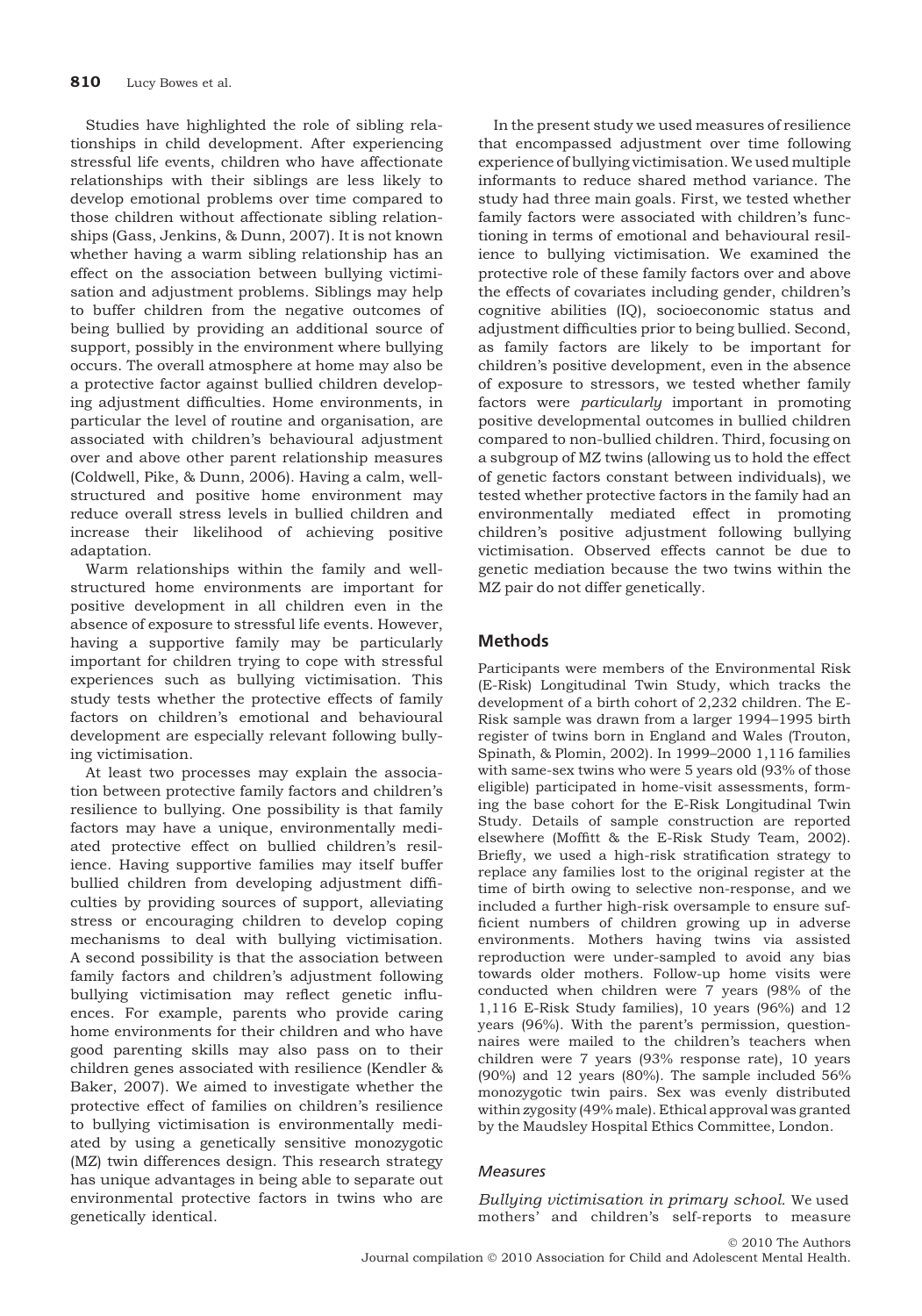Studies have highlighted the role of sibling relationships in child development. After experiencing stressful life events, children who have affectionate relationships with their siblings are less likely to develop emotional problems over time compared to those children without affectionate sibling relationships (Gass, Jenkins, & Dunn, 2007). It is not known whether having a warm sibling relationship has an effect on the association between bullying victimisation and adjustment problems. Siblings may help to buffer children from the negative outcomes of being bullied by providing an additional source of support, possibly in the environment where bullying occurs. The overall atmosphere at home may also be a protective factor against bullied children developing adjustment difficulties. Home environments, in particular the level of routine and organisation, are associated with children's behavioural adjustment over and above other parent relationship measures (Coldwell, Pike, & Dunn, 2006). Having a calm, well-structured and positive home environment may reduce overall stress levels in bullied children and increase their likelihood of achieving positive adaptation.

Warm relationships within the family and well-structured home environments are important for positive development in all children even in the absence of exposure to stressful life events. However, having a supportive family may be particularly important for children trying to cope with stressful experiences such as bullying victimisation. This study tests whether the protective effects of family factors on children's emotional and behavioural development are especially relevant following bullying victimisation.

At least two processes may explain the association between protective family factors and children's resilience to bullying. One possibility is that family factors may have a unique, environmentally mediated protective effect on bullied children's resilience. Having supportive families may itself buffer bullied children from developing adjustment difficulties by providing sources of support, alleviating stress or encouraging children to develop coping mechanisms to deal with bullying victimisation. A second possibility is that the association between family factors and children's adjustment following bullying victimisation may reflect genetic influences. For example, parents who provide caring home environments for their children and who have good parenting skills may also pass on to their children genes associated with resilience (Kendler & Baker, 2007). We aimed to investigate whether the protective effect of families on children's resilience to bullying victimisation is environmentally mediated by using a genetically sensitive monozygotic (MZ) twin differences design. This research strategy has unique advantages in being able to separate out environmental protective factors in twins who are genetically identical.

In the present study we used measures of resilience that encompassed adjustment over time following experience of bullying victimisation. We used multiple informants to reduce shared method variance. The study had three main goals. First, we tested whether family factors were associated with children's functioning in terms of emotional and behavioural resilience to bullying victimisation. We examined the protective role of these family factors over and above the effects of covariates including gender, children's cognitive abilities (IQ), socioeconomic status and adjustment difficulties prior to being bullied. Second, as family factors are likely to be important for children's positive development, even in the absence of exposure to stressors, we tested whether family factors were *particularly* important in promoting positive developmental outcomes in bullied children compared to non-bullied children. Third, focusing on a subgroup of MZ twins (allowing us to hold the effect of genetic factors constant between individuals), we tested whether protective factors in the family had an environmentally mediated effect in promoting children's positive adjustment following bullying victimisation. Observed effects cannot be due to genetic mediation because the two twins within the MZ pair do not differ genetically.

## Methods

Participants were members of the Environmental Risk (E-Risk) Longitudinal Twin Study, which tracks the development of a birth cohort of 2,232 children. The E-Risk sample was drawn from a larger 1994–1995 birth register of twins born in England and Wales (Trouton, Spinath, & Plomin, 2002). In 1999–2000 1,116 families with same-sex twins who were 5 years old (93% of those eligible) participated in home-visit assessments, forming the base cohort for the E-Risk Longitudinal Twin Study. Details of sample construction are reported elsewhere (Moffitt & the E-Risk Study Team, 2002). Briefly, we used a high-risk stratification strategy to replace any families lost to the original register at the time of birth owing to selective non-response, and we included a further high-risk oversample to ensure sufficient numbers of children growing up in adverse environments. Mothers having twins via assisted reproduction were under-sampled to avoid any bias towards older mothers. Follow-up home visits were conducted when children were 7 years (98% of the 1,116 E-Risk Study families), 10 years (96%) and 12 years (96%). With the parent's permission, questionnaires were mailed to the children's teachers when children were 7 years (93% response rate), 10 years (90%) and 12 years (80%). The sample included 56% monozygotic twin pairs. Sex was evenly distributed within zygosity (49% male). Ethical approval was granted by the Maudsley Hospital Ethics Committee, London.

### Measures

*Bullying victimisation in primary school.* We used mothers' and children's self-reports to measure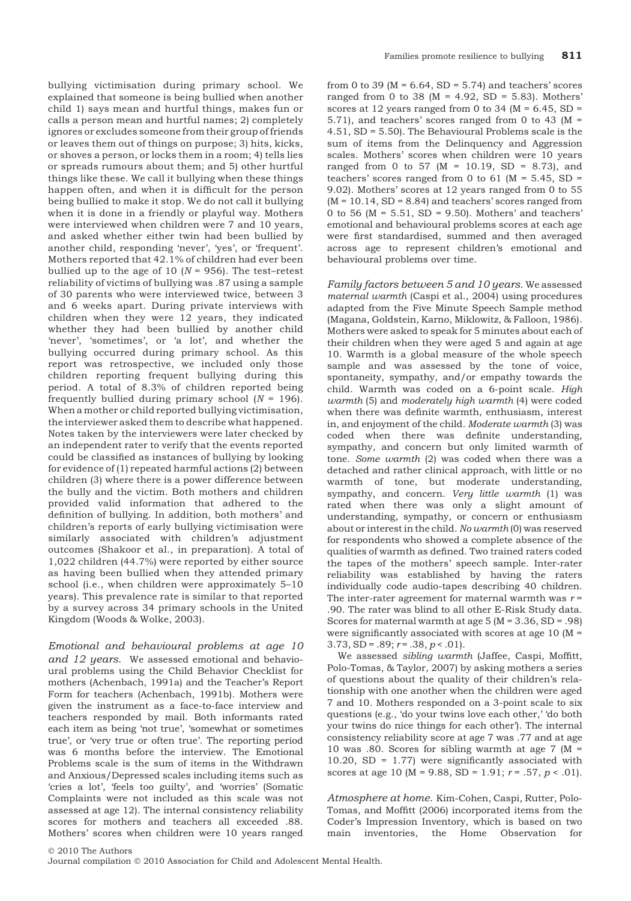bullying victimisation during primary school. We explained that someone is being bullied when another child 1) says mean and hurtful things, makes fun or calls a person mean and hurtful names; 2) completely ignores or excludes someone from their group of friends or leaves them out of things on purpose; 3) hits, kicks, or shoves a person, or locks them in a room; 4) tells lies or spreads rumours about them; and 5) other hurtful things like these. We call it bullying when these things happen often, and when it is difficult for the person being bullied to make it stop. We do not call it bullying when it is done in a friendly or playful way. Mothers were interviewed when children were 7 and 10 years, and asked whether either twin had been bullied by another child, responding 'never', 'yes', or 'frequent'. Mothers reported that 42.1% of children had ever been bullied up to the age of 10 ($N = 956$). The test–retest reliability of victims of bullying was .87 using a sample of 30 parents who were interviewed twice, between 3 and 6 weeks apart. During private interviews with children when they were 12 years, they indicated whether they had been bullied by another child 'never', 'sometimes', or 'a lot', and whether the bullying occurred during primary school. As this report was retrospective, we included only those children reporting frequent bullying during this period. A total of 8.3% of children reported being frequently bullied during primary school ($N = 196$). When a mother or child reported bullying victimisation, the interviewer asked them to describe what happened. Notes taken by the interviewers were later checked by an independent rater to verify that the events reported could be classified as instances of bullying by looking for evidence of (1) repeated harmful actions (2) between children (3) where there is a power difference between the bully and the victim. Both mothers and children provided valid information that adhered to the definition of bullying. In addition, both mothers' and children's reports of early bullying victimisation were similarly associated with children's adjustment outcomes (Shakoor et al., in preparation). A total of 1,022 children (44.7%) were reported by either source as having been bullied when they attended primary school (i.e., when children were approximately 5–10 years). This prevalence rate is similar to that reported by a survey across 34 primary schools in the United Kingdom (Woods & Wolke, 2003).

*Emotional and behavioural problems at age 10 and 12 years.* We assessed emotional and behavioural problems using the Child Behavior Checklist for mothers (Achenbach, 1991a) and the Teacher's Report Form for teachers (Achenbach, 1991b). Mothers were given the instrument as a face-to-face interview and teachers responded by mail. Both informants rated each item as being 'not true', 'somewhat or sometimes true', or 'very true or often true'. The reporting period was 6 months before the interview. The Emotional Problems scale is the sum of items in the Withdrawn and Anxious/Depressed scales including items such as 'cries a lot', 'feels too guilty', and 'worries' (Somatic Complaints were not included as this scale was not assessed at age 12). The internal consistency reliability scores for mothers and teachers all exceeded .88. Mothers' scores when children were 10 years ranged from 0 to 39 ($M = 6.64$, $SD = 5.74$) and teachers' scores ranged from 0 to 38 ($M = 4.92$, $SD = 5.83$). Mothers' scores at 12 years ranged from 0 to 34 ($M = 6.45$, $SD = 5.71$), and teachers' scores ranged from 0 to 43 ($M = 4.51$, $SD = 5.50$). The Behavioural Problems scale is the sum of items from the Delinquency and Aggression scales. Mothers' scores when children were 10 years ranged from 0 to 57 ($M = 10.19$, $SD = 8.73$), and teachers' scores ranged from 0 to 61 ($M = 5.45$, $SD = 9.02$). Mothers' scores at 12 years ranged from 0 to 55 ($M = 10.14$, $SD = 8.84$) and teachers' scores ranged from 0 to 56 ($M = 5.51$, $SD = 9.50$). Mothers' and teachers' emotional and behavioural problems scores at each age were first standardised, summed and then averaged across age to represent children's emotional and behavioural problems over time.

*Family factors between 5 and 10 years.* We assessed *maternal warmth* (Caspi et al., 2004) using procedures adapted from the Five Minute Speech Sample method (Magana, Goldstein, Karno, Miklowitz, & Falloon, 1986). Mothers were asked to speak for 5 minutes about each of their children when they were aged 5 and again at age 10. Warmth is a global measure of the whole speech sample and was assessed by the tone of voice, spontaneity, sympathy, and/or empathy towards the child. Warmth was coded on a 6-point scale. *High warmth* (5) and *moderately high warmth* (4) were coded when there was definite warmth, enthusiasm, interest in, and enjoyment of the child. *Moderate warmth* (3) was coded when there was definite understanding, sympathy, and concern but only limited warmth of tone. *Some warmth* (2) was coded when there was a detached and rather clinical approach, with little or no warmth of tone, but moderate understanding, sympathy, and concern. *Very little warmth* (1) was rated when there was only a slight amount of understanding, sympathy, or concern or enthusiasm about or interest in the child. *No warmth* (0) was reserved for respondents who showed a complete absence of the qualities of warmth as defined. Two trained raters coded the tapes of the mothers' speech sample. Inter-rater reliability was established by having the raters individually code audio-tapes describing 40 children. The inter-rater agreement for maternal warmth was $r = .90$. The rater was blind to all other E-Risk Study data. Scores for maternal warmth at age 5 ($M = 3.36$, $SD = .98$) were significantly associated with scores at age 10 ($M = 3.73$, $SD = .89$; $r = .38$, $p < .01$).

We assessed *sibling warmth* (Jaffee, Caspi, Moffitt, Polo-Tomas, & Taylor, 2007) by asking mothers a series of questions about the quality of their children's relationship with one another when the children were aged 7 and 10. Mothers responded on a 3-point scale to six questions (e.g., 'do your twins love each other,' 'do both your twins do nice things for each other'). The internal consistency reliability score at age 7 was .77 and at age 10 was .80. Scores for sibling warmth at age 7 ($M = 10.20$, $SD = 1.77$) were significantly associated with scores at age 10 ($M = 9.88$, $SD = 1.91$; $r = .57$, $p < .01$).

*Atmosphere at home.* Kim-Cohen, Caspi, Rutter, Polo-Tomas, and Moffitt (2006) incorporated items from the Coder's Impression Inventory, which is based on two main inventories, the Home Observation for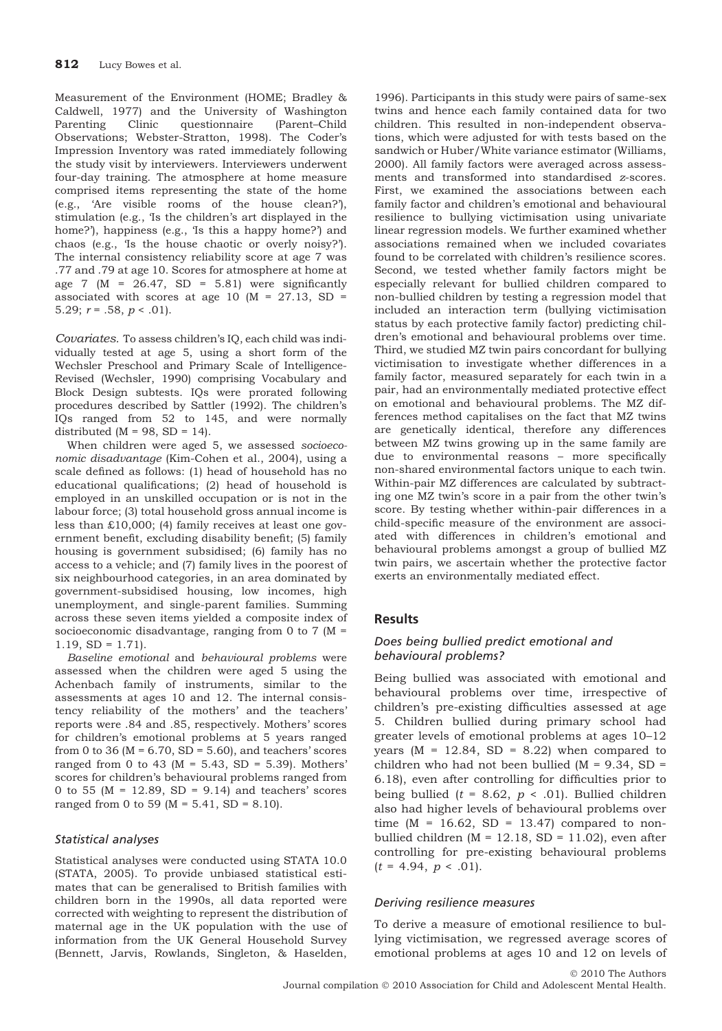Measurement of the Environment (HOME; Bradley & Caldwell, 1977) and the University of Washington Parenting Clinic questionnaire (Parent–Child Observations; Webster-Stratton, 1998). The Coder's Impression Inventory was rated immediately following the study visit by interviewers. Interviewers underwent four-day training. The atmosphere at home measure comprised items representing the state of the home (e.g., 'Are visible rooms of the house clean?'), stimulation (e.g., 'Is the children's art displayed in the home?'), happiness (e.g., 'Is this a happy home?') and chaos (e.g., 'Is the house chaotic or overly noisy?'). The internal consistency reliability score at age 7 was .77 and .79 at age 10. Scores for atmosphere at home at age 7 (M = 26.47, SD = 5.81) were significantly associated with scores at age 10 (M = 27.13, SD = 5.29; $r = .58$, $p < .01$).

*Covariates.* To assess children's IQ, each child was individually tested at age 5, using a short form of the Wechsler Preschool and Primary Scale of Intelligence-Revised (Wechsler, 1990) comprising Vocabulary and Block Design subtests. IQs were prorated following procedures described by Sattler (1992). The children's IQs ranged from 52 to 145, and were normally distributed (M = 98, SD = 14).

When children were aged 5, we assessed *socioeconomic disadvantage* (Kim-Cohen et al., 2004), using a scale defined as follows: (1) head of household has no educational qualifications; (2) head of household is employed in an unskilled occupation or is not in the labour force; (3) total household gross annual income is less than £10,000; (4) family receives at least one government benefit, excluding disability benefit; (5) family housing is government subsidised; (6) family has no access to a vehicle; and (7) family lives in the poorest of six neighbourhood categories, in an area dominated by government-subsidised housing, low incomes, high unemployment, and single-parent families. Summing across these seven items yielded a composite index of socioeconomic disadvantage, ranging from 0 to 7 (M = 1.19, SD = 1.71).

*Baseline emotional* and *behavioural problems* were assessed when the children were aged 5 using the Achenbach family of instruments, similar to the assessments at ages 10 and 12. The internal consistency reliability of the mothers' and the teachers' reports were .84 and .85, respectively. Mothers' scores for children's emotional problems at 5 years ranged from 0 to 36 (M = 6.70, SD = 5.60), and teachers' scores ranged from 0 to 43 (M = 5.43, SD = 5.39). Mothers' scores for children's behavioural problems ranged from 0 to 55 (M = 12.89, SD = 9.14) and teachers' scores ranged from 0 to 59 (M = 5.41, SD = 8.10).

### Statistical analyses

Statistical analyses were conducted using STATA 10.0 (STATA, 2005). To provide unbiased statistical estimates that can be generalised to British families with children born in the 1990s, all data reported were corrected with weighting to represent the distribution of maternal age in the UK population with the use of information from the UK General Household Survey (Bennett, Jarvis, Rowlands, Singleton, & Haselden, 1996). Participants in this study were pairs of same-sex twins and hence each family contained data for two children. This resulted in non-independent observations, which were adjusted for with tests based on the sandwich or Huber/White variance estimator (Williams, 2000). All family factors were averaged across assessments and transformed into standardised *z*-scores. First, we examined the associations between each family factor and children's emotional and behavioural resilience to bullying victimisation using univariate linear regression models. We further examined whether associations remained when we included covariates found to be correlated with children's resilience scores. Second, we tested whether family factors might be especially relevant for bullied children compared to non-bullied children by testing a regression model that included an interaction term (bullying victimisation status by each protective family factor) predicting children's emotional and behavioural problems over time. Third, we studied MZ twin pairs concordant for bullying victimisation to investigate whether differences in a family factor, measured separately for each twin in a pair, had an environmentally mediated protective effect on emotional and behavioural problems. The MZ differences method capitalises on the fact that MZ twins are genetically identical, therefore any differences between MZ twins growing up in the same family are due to environmental reasons – more specifically non-shared environmental factors unique to each twin. Within-pair MZ differences are calculated by subtracting one MZ twin's score in a pair from the other twin's score. By testing whether within-pair differences in a child-specific measure of the environment are associated with differences in children's emotional and behavioural problems amongst a group of bullied MZ twin pairs, we ascertain whether the protective factor exerts an environmentally mediated effect.

## Results

### Does being bullied predict emotional and behavioural problems?

Being bullied was associated with emotional and behavioural problems over time, irrespective of children's pre-existing difficulties assessed at age 5. Children bullied during primary school had greater levels of emotional problems at ages 10–12 years (M = 12.84, SD = 8.22) when compared to children who had not been bullied (M = 9.34, SD = 6.18), even after controlling for difficulties prior to being bullied ($t = 8.62$, $p < .01$). Bullied children also had higher levels of behavioural problems over time (M = 16.62, SD = 13.47) compared to non-bullied children (M = 12.18, SD = 11.02), even after controlling for pre-existing behavioural problems ($t = 4.94$, $p < .01$).

### Deriving resilience measures

To derive a measure of emotional resilience to bullying victimisation, we regressed average scores of emotional problems at ages 10 and 12 on levels of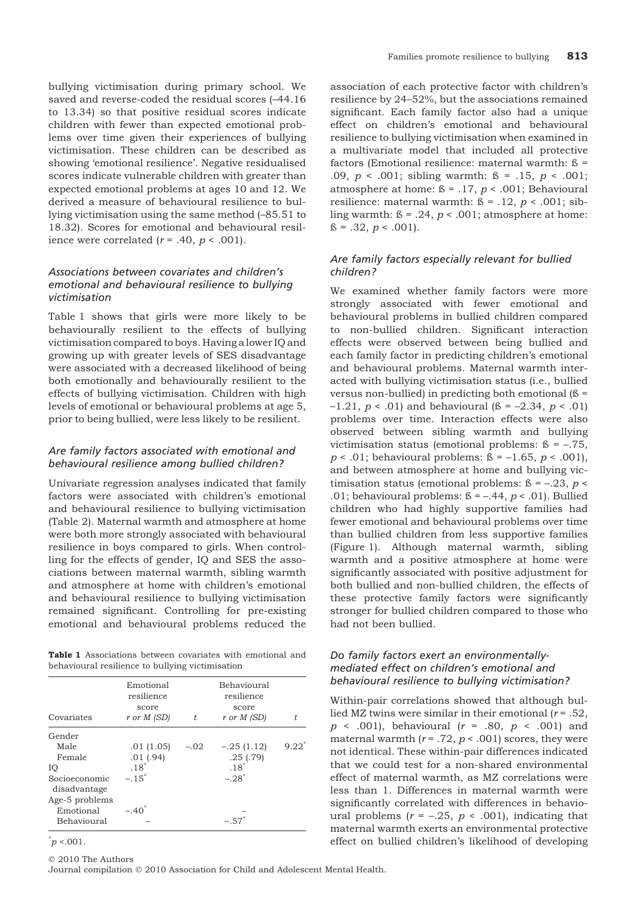bullying victimisation during primary school. We saved and reverse-coded the residual scores (–44.16 to 13.34) so that positive residual scores indicate children with fewer than expected emotional problems over time given their experiences of bullying victimisation. These children can be described as showing 'emotional resilience'. Negative residualised scores indicate vulnerable children with greater than expected emotional problems at ages 10 and 12. We derived a measure of behavioural resilience to bullying victimisation using the same method (–85.51 to 18.32). Scores for emotional and behavioural resilience were correlated ($r = .40$, $p < .001$).

### *Associations between covariates and children's emotional and behavioural resilience to bullying victimisation*

Table 1 shows that girls were more likely to be behaviourally resilient to the effects of bullying victimisation compared to boys. Having a lower IQ and growing up with greater levels of SES disadvantage were associated with a decreased likelihood of being both emotionally and behaviourally resilient to the effects of bullying victimisation. Children with high levels of emotional or behavioural problems at age 5, prior to being bullied, were less likely to be resilient.

### *Are family factors associated with emotional and behavioural resilience among bullied children?*

Univariate regression analyses indicated that family factors were associated with children's emotional and behavioural resilience to bullying victimisation (Table 2). Maternal warmth and atmosphere at home were both more strongly associated with behavioural resilience in boys compared to girls. When controlling for the effects of gender, IQ and SES the associations between maternal warmth, sibling warmth and atmosphere at home with children's emotional and behavioural resilience to bullying victimisation remained significant. Controlling for pre-existing emotional and behavioural problems reduced the association of each protective factor with children's resilience by 24–52%, but the associations remained significant. Each family factor also had a unique effect on children's emotional and behavioural resilience to bullying victimisation when examined in a multivariate model that included all protective factors (Emotional resilience: maternal warmth: ß = .09, $p < .001$; sibling warmth: ß = .15, $p < .001$; atmosphere at home: ß = .17, $p < .001$; Behavioural resilience: maternal warmth: ß = .12, $p < .001$; sibling warmth: ß = .24, $p < .001$; atmosphere at home: ß = .32, $p < .001$).

**Table 1** Associations between covariates with emotional and behavioural resilience to bullying victimisation

| Covariates | Emotional resilience score *r or M (SD)* | *t* | Behavioural resilience score *r or M (SD)* | *t* |
|---|---|---|---|---|
| Gender | | | | |
| Male | .01 (1.05) | –.02 | –.25 (1.12) | 9.22* |
| Female | .01 (.94) | | .25 (.79) | |
| IQ | .18* | | .18* | |
| Socioeconomic disadvantage | –.15* | | –.28* | |
| Age-5 problems | | | | |
| Emotional | –.40* | | – | |
| Behavioural | – | | –.57* | |

*$p < .001$.

### *Are family factors especially relevant for bullied children?*

We examined whether family factors were more strongly associated with fewer emotional and behavioural problems in bullied children compared to non-bullied children. Significant interaction effects were observed between being bullied and each family factor in predicting children's emotional and behavioural problems. Maternal warmth interacted with bullying victimisation status (i.e., bullied versus non-bullied) in predicting both emotional (ß = –1.21, $p < .01$) and behavioural (ß = –2.34, $p < .01$) problems over time. Interaction effects were also observed between sibling warmth and bullying victimisation status (emotional problems: ß = –.75, $p < .01$; behavioural problems: ß = –1.65, $p < .001$), and between atmosphere at home and bullying victimisation status (emotional problems: ß = –.23, $p < .01$; behavioural problems: ß = –.44, $p < .01$). Bullied children who had highly supportive families had fewer emotional and behavioural problems over time than bullied children from less supportive families (Figure 1). Although maternal warmth, sibling warmth and a positive atmosphere at home were significantly associated with positive adjustment for both bullied and non-bullied children, the effects of these protective family factors were significantly stronger for bullied children compared to those who had not been bullied.

### *Do family factors exert an environmentally-mediated effect on children's emotional and behavioural resilience to bullying victimisation?*

Within-pair correlations showed that although bullied MZ twins were similar in their emotional ($r = .52$, $p < .001$), behavioural ($r = .80$, $p < .001$) and maternal warmth ($r = .72$, $p < .001$) scores, they were not identical. These within-pair differences indicated that we could test for a non-shared environmental effect of maternal warmth, as MZ correlations were less than 1. Differences in maternal warmth were significantly correlated with differences in behavioural problems ($r = –.25$, $p < .001$), indicating that maternal warmth exerts an environmental protective effect on bullied children's likelihood of developing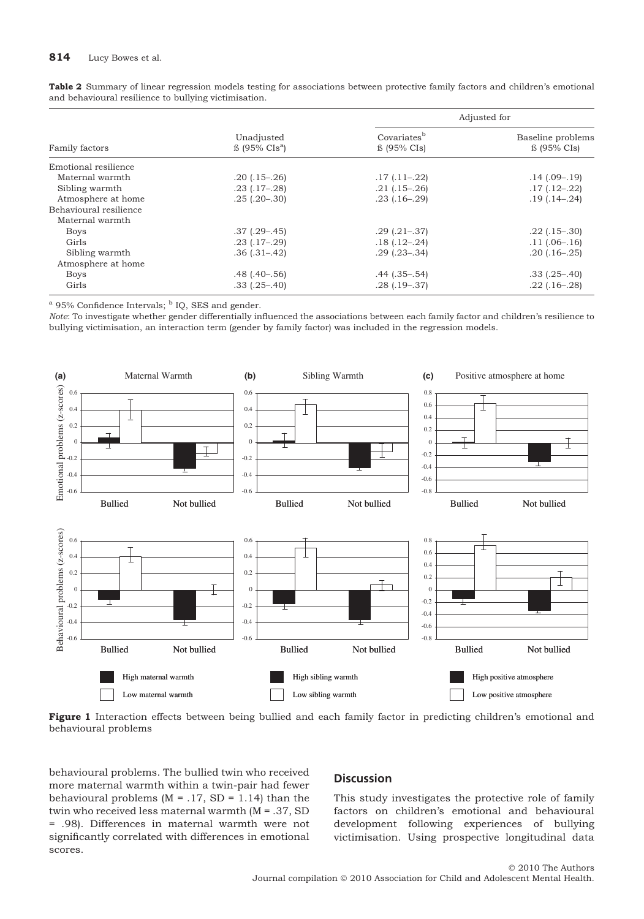**Table 2** Summary of linear regression models testing for associations between protective family factors and children's emotional and behavioural resilience to bullying victimisation.

| | | Adjusted for | |
|---|---|---|---|
| Family factors | Unadjusted ß (95% CIs[a]) | Covariates[b] ß (95% CIs) | Baseline problems ß (95% CIs) |
| Emotional resilience | | | |
| Maternal warmth | .20 (.15–.26) | .17 (.11–.22) | .14 (.09–.19) |
| Sibling warmth | .23 (.17–.28) | .21 (.15–.26) | .17 (.12–.22) |
| Atmosphere at home | .25 (.20–.30) | .23 (.16–.29) | .19 (.14–.24) |
| Behavioural resilience | | | |
| Maternal warmth | | | |
| Boys | .37 (.29–.45) | .29 (.21–.37) | .22 (.15–.30) |
| Girls | .23 (.17–.29) | .18 (.12–.24) | .11 (.06–.16) |
| Sibling warmth | .36 (.31–.42) | .29 (.23–.34) | .20 (.16–.25) |
| Atmosphere at home | | | |
| Boys | .48 (.40–.56) | .44 (.35–.54) | .33 (.25–.40) |
| Girls | .33 (.25–.40) | .28 (.19–.37) | .22 (.16–.28) |

[a] 95% Confidence Intervals; [b] IQ, SES and gender.

*Note*: To investigate whether gender differentially influenced the associations between each family factor and children's resilience to bullying victimisation, an interaction term (gender by family factor) was included in the regression models.

**Figure 1** Interaction effects between being bullied and each family factor in predicting children's emotional and behavioural problems

behavioural problems. The bullied twin who received more maternal warmth within a twin-pair had fewer behavioural problems (M = .17, SD = 1.14) than the twin who received less maternal warmth (M = .37, SD = .98). Differences in maternal warmth were not significantly correlated with differences in emotional scores.

## Discussion

This study investigates the protective role of family factors on children's emotional and behavioural development following experiences of bullying victimisation. Using prospective longitudinal data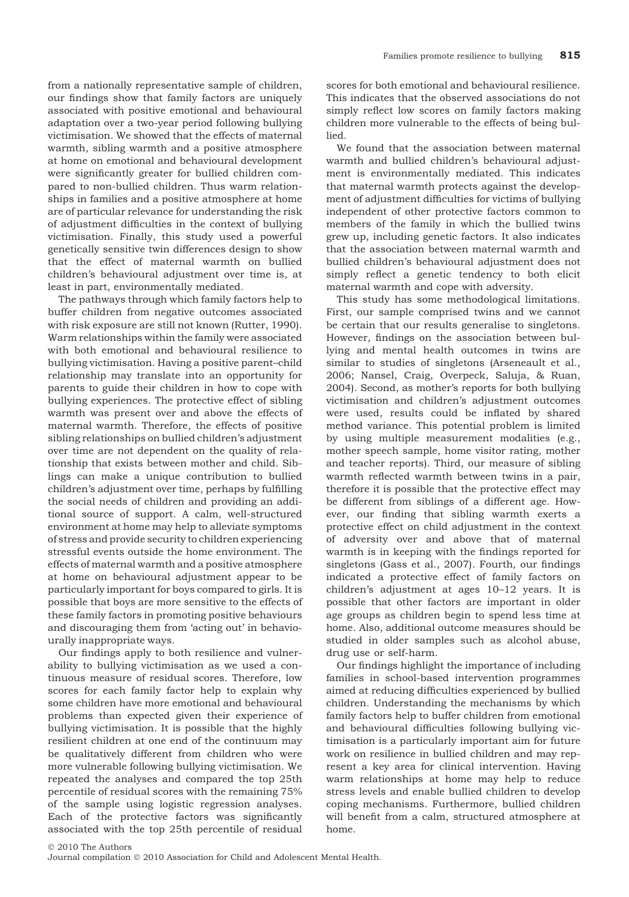from a nationally representative sample of children, our findings show that family factors are uniquely associated with positive emotional and behavioural adaptation over a two-year period following bullying victimisation. We showed that the effects of maternal warmth, sibling warmth and a positive atmosphere at home on emotional and behavioural development were significantly greater for bullied children compared to non-bullied children. Thus warm relationships in families and a positive atmosphere at home are of particular relevance for understanding the risk of adjustment difficulties in the context of bullying victimisation. Finally, this study used a powerful genetically sensitive twin differences design to show that the effect of maternal warmth on bullied children's behavioural adjustment over time is, at least in part, environmentally mediated.

The pathways through which family factors help to buffer children from negative outcomes associated with risk exposure are still not known (Rutter, 1990). Warm relationships within the family were associated with both emotional and behavioural resilience to bullying victimisation. Having a positive parent–child relationship may translate into an opportunity for parents to guide their children in how to cope with bullying experiences. The protective effect of sibling warmth was present over and above the effects of maternal warmth. Therefore, the effects of positive sibling relationships on bullied children's adjustment over time are not dependent on the quality of relationship that exists between mother and child. Siblings can make a unique contribution to bullied children's adjustment over time, perhaps by fulfilling the social needs of children and providing an additional source of support. A calm, well-structured environment at home may help to alleviate symptoms of stress and provide security to children experiencing stressful events outside the home environment. The effects of maternal warmth and a positive atmosphere at home on behavioural adjustment appear to be particularly important for boys compared to girls. It is possible that boys are more sensitive to the effects of these family factors in promoting positive behaviours and discouraging them from 'acting out' in behaviourally inappropriate ways.

Our findings apply to both resilience and vulnerability to bullying victimisation as we used a continuous measure of residual scores. Therefore, low scores for each family factor help to explain why some children have more emotional and behavioural problems than expected given their experience of bullying victimisation. It is possible that the highly resilient children at one end of the continuum may be qualitatively different from children who were more vulnerable following bullying victimisation. We repeated the analyses and compared the top 25th percentile of residual scores with the remaining 75% of the sample using logistic regression analyses. Each of the protective factors was significantly associated with the top 25th percentile of residual scores for both emotional and behavioural resilience. This indicates that the observed associations do not simply reflect low scores on family factors making children more vulnerable to the effects of being bullied.

We found that the association between maternal warmth and bullied children's behavioural adjustment is environmentally mediated. This indicates that maternal warmth protects against the development of adjustment difficulties for victims of bullying independent of other protective factors common to members of the family in which the bullied twins grew up, including genetic factors. It also indicates that the association between maternal warmth and bullied children's behavioural adjustment does not simply reflect a genetic tendency to both elicit maternal warmth and cope with adversity.

This study has some methodological limitations. First, our sample comprised twins and we cannot be certain that our results generalise to singletons. However, findings on the association between bullying and mental health outcomes in twins are similar to studies of singletons (Arseneault et al., 2006; Nansel, Craig, Overpeck, Saluja, & Ruan, 2004). Second, as mother's reports for both bullying victimisation and children's adjustment outcomes were used, results could be inflated by shared method variance. This potential problem is limited by using multiple measurement modalities (e.g., mother speech sample, home visitor rating, mother and teacher reports). Third, our measure of sibling warmth reflected warmth between twins in a pair, therefore it is possible that the protective effect may be different from siblings of a different age. However, our finding that sibling warmth exerts a protective effect on child adjustment in the context of adversity over and above that of maternal warmth is in keeping with the findings reported for singletons (Gass et al., 2007). Fourth, our findings indicated a protective effect of family factors on children's adjustment at ages 10–12 years. It is possible that other factors are important in older age groups as children begin to spend less time at home. Also, additional outcome measures should be studied in older samples such as alcohol abuse, drug use or self-harm.

Our findings highlight the importance of including families in school-based intervention programmes aimed at reducing difficulties experienced by bullied children. Understanding the mechanisms by which family factors help to buffer children from emotional and behavioural difficulties following bullying victimisation is a particularly important aim for future work on resilience in bullied children and may represent a key area for clinical intervention. Having warm relationships at home may help to reduce stress levels and enable bullied children to develop coping mechanisms. Furthermore, bullied children will benefit from a calm, structured atmosphere at home.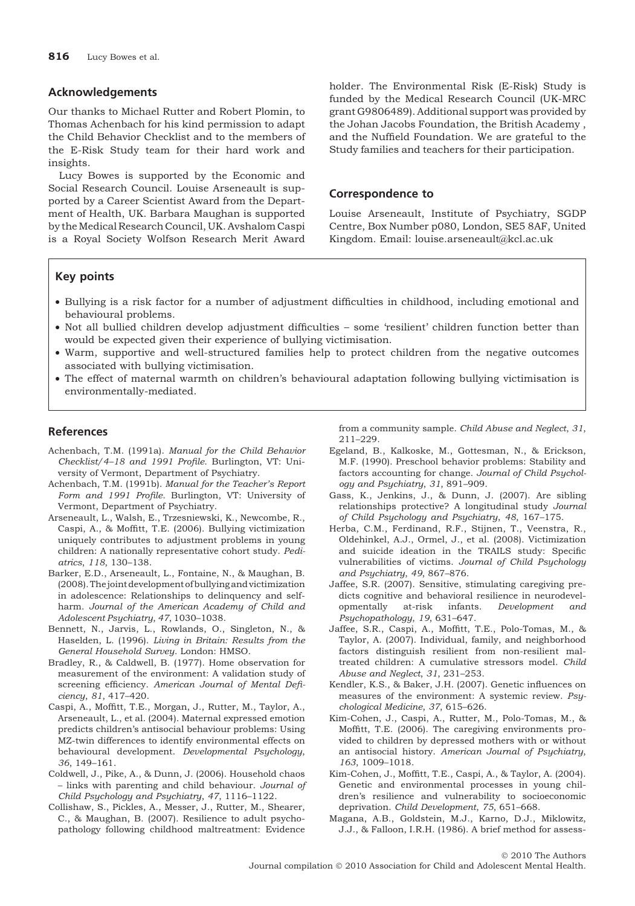## Acknowledgements

Our thanks to Michael Rutter and Robert Plomin, to Thomas Achenbach for his kind permission to adapt the Child Behavior Checklist and to the members of the E-Risk Study team for their hard work and insights.

Lucy Bowes is supported by the Economic and Social Research Council. Louise Arseneault is supported by a Career Scientist Award from the Department of Health, UK. Barbara Maughan is supported by the Medical Research Council, UK. Avshalom Caspi is a Royal Society Wolfson Research Merit Award holder. The Environmental Risk (E-Risk) Study is funded by the Medical Research Council (UK-MRC grant G9806489). Additional support was provided by the Johan Jacobs Foundation, the British Academy , and the Nuffield Foundation. We are grateful to the Study families and teachers for their participation.

## Correspondence to

Louise Arseneault, Institute of Psychiatry, SGDP Centre, Box Number p080, London, SE5 8AF, United Kingdom. Email: louise.arseneault@kcl.ac.uk

## Key points

- Bullying is a risk factor for a number of adjustment difficulties in childhood, including emotional and behavioural problems.
- Not all bullied children develop adjustment difficulties – some 'resilient' children function better than would be expected given their experience of bullying victimisation.
- Warm, supportive and well-structured families help to protect children from the negative outcomes associated with bullying victimisation.
- The effect of maternal warmth on children's behavioural adaptation following bullying victimisation is environmentally-mediated.

## References

Achenbach, T.M. (1991a). *Manual for the Child Behavior Checklist/4–18 and 1991 Profile*. Burlington, VT: University of Vermont, Department of Psychiatry.

Achenbach, T.M. (1991b). *Manual for the Teacher's Report Form and 1991 Profile*. Burlington, VT: University of Vermont, Department of Psychiatry.

Arseneault, L., Walsh, E., Trzesniewski, K., Newcombe, R., Caspi, A., & Moffitt, T.E. (2006). Bullying victimization uniquely contributes to adjustment problems in young children: A nationally representative cohort study. *Pediatrics*, *118*, 130–138.

Barker, E.D., Arseneault, L., Fontaine, N., & Maughan, B. (2008). The joint development of bullying and victimization in adolescence: Relationships to delinquency and self-harm. *Journal of the American Academy of Child and Adolescent Psychiatry*, *47*, 1030–1038.

Bennett, N., Jarvis, L., Rowlands, O., Singleton, N., & Haselden, L. (1996). *Living in Britain: Results from the General Household Survey*. London: HMSO.

Bradley, R., & Caldwell, B. (1977). Home observation for measurement of the environment: A validation study of screening efficiency. *American Journal of Mental Deficiency*, *81*, 417–420.

Caspi, A., Moffitt, T.E., Morgan, J., Rutter, M., Taylor, A., Arseneault, L., et al. (2004). Maternal expressed emotion predicts children's antisocial behaviour problems: Using MZ-twin differences to identify environmental effects on behavioural development. *Developmental Psychology*, *36*, 149–161.

Coldwell, J., Pike, A., & Dunn, J. (2006). Household chaos – links with parenting and child behaviour. *Journal of Child Psychology and Psychiatry*, *47*, 1116–1122.

Collishaw, S., Pickles, A., Messer, J., Rutter, M., Shearer, C., & Maughan, B. (2007). Resilience to adult psychopathology following childhood maltreatment: Evidence from a community sample. *Child Abuse and Neglect*, *31*, 211–229.

Egeland, B., Kalkoske, M., Gottesman, N., & Erickson, M.F. (1990). Preschool behavior problems: Stability and factors accounting for change. *Journal of Child Psychology and Psychiatry*, *31*, 891–909.

Gass, K., Jenkins, J., & Dunn, J. (2007). Are sibling relationships protective? A longitudinal study *Journal of Child Psychology and Psychiatry*, *48*, 167–175.

Herba, C.M., Ferdinand, R.F., Stijnen, T., Veenstra, R., Oldehinkel, A.J., Ormel, J., et al. (2008). Victimization and suicide ideation in the TRAILS study: Specific vulnerabilities of victims. *Journal of Child Psychology and Psychiatry*, *49*, 867–876.

Jaffee, S.R. (2007). Sensitive, stimulating caregiving predicts cognitive and behavioral resilience in neurodevelopmentally at-risk infants. *Development and Psychopathology*, *19*, 631–647.

Jaffee, S.R., Caspi, A., Moffitt, T.E., Polo-Tomas, M., & Taylor, A. (2007). Individual, family, and neighborhood factors distinguish resilient from non-resilient maltreated children: A cumulative stressors model. *Child Abuse and Neglect*, *31*, 231–253.

Kendler, K.S., & Baker, J.H. (2007). Genetic influences on measures of the environment: A systemic review. *Psychological Medicine*, *37*, 615–626.

Kim-Cohen, J., Caspi, A., Rutter, M., Polo-Tomas, M., & Moffitt, T.E. (2006). The caregiving environments provided to children by depressed mothers with or without an antisocial history. *American Journal of Psychiatry*, *163*, 1009–1018.

Kim-Cohen, J., Moffitt, T.E., Caspi, A., & Taylor, A. (2004). Genetic and environmental processes in young children's resilience and vulnerability to socioeconomic deprivation. *Child Development*, *75*, 651–668.

Magana, A.B., Goldstein, M.J., Karno, D.J., Miklowitz, J.J., & Falloon, I.R.H. (1986). A brief method for assess-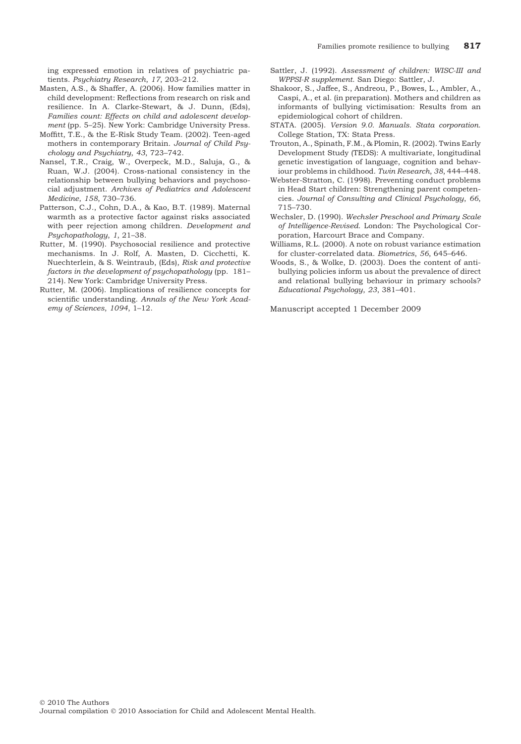ing expressed emotion in relatives of psychiatric patients. *Psychiatry Research*, *17*, 203–212.

Masten, A.S., & Shaffer, A. (2006). How families matter in child development: Reflections from research on risk and resilience. In A. Clarke-Stewart, & J. Dunn, (Eds), *Families count: Effects on child and adolescent development* (pp. 5–25). New York: Cambridge University Press.

Moffitt, T.E., & the E-Risk Study Team. (2002). Teen-aged mothers in contemporary Britain. *Journal of Child Psychology and Psychiatry*, *43*, 723–742.

Nansel, T.R., Craig, W., Overpeck, M.D., Saluja, G., & Ruan, W.J. (2004). Cross-national consistency in the relationship between bullying behaviors and psychosocial adjustment. *Archives of Pediatrics and Adolescent Medicine*, *158*, 730–736.

Patterson, C.J., Cohn, D.A., & Kao, B.T. (1989). Maternal warmth as a protective factor against risks associated with peer rejection among children. *Development and Psychopathology*, *1*, 21–38.

Rutter, M. (1990). Psychosocial resilience and protective mechanisms. In J. Rolf, A. Masten, D. Cicchetti, K. Nuechterlein, & S. Weintraub, (Eds), *Risk and protective factors in the development of psychopathology* (pp. 181–214). New York: Cambridge University Press.

Rutter, M. (2006). Implications of resilience concepts for scientific understanding. *Annals of the New York Academy of Sciences*, *1094*, 1–12.

Sattler, J. (1992). *Assessment of children: WISC-III and WPPSI-R supplement.* San Diego: Sattler, J.

Shakoor, S., Jaffee, S., Andreou, P., Bowes, L., Ambler, A., Caspi, A., et al. (in preparation). Mothers and children as informants of bullying victimisation: Results from an epidemiological cohort of children.

STATA. (2005). *Version 9.0. Manuals. Stata corporation*. College Station, TX: Stata Press.

Trouton, A., Spinath, F.M., & Plomin, R. (2002). Twins Early Development Study (TEDS): A multivariate, longitudinal genetic investigation of language, cognition and behaviour problems in childhood. *Twin Research*, *38*, 444–448.

Webster-Stratton, C. (1998). Preventing conduct problems in Head Start children: Strengthening parent competencies. *Journal of Consulting and Clinical Psychology*, *66*, 715–730.

Wechsler, D. (1990). *Wechsler Preschool and Primary Scale of Intelligence-Revised.* London: The Psychological Corporation, Harcourt Brace and Company.

Williams, R.L. (2000). A note on robust variance estimation for cluster-correlated data. *Biometrics*, *56*, 645–646.

Woods, S., & Wolke, D. (2003). Does the content of anti-bullying policies inform us about the prevalence of direct and relational bullying behaviour in primary schools? *Educational Psychology*, *23*, 381–401.

Manuscript accepted 1 December 2009